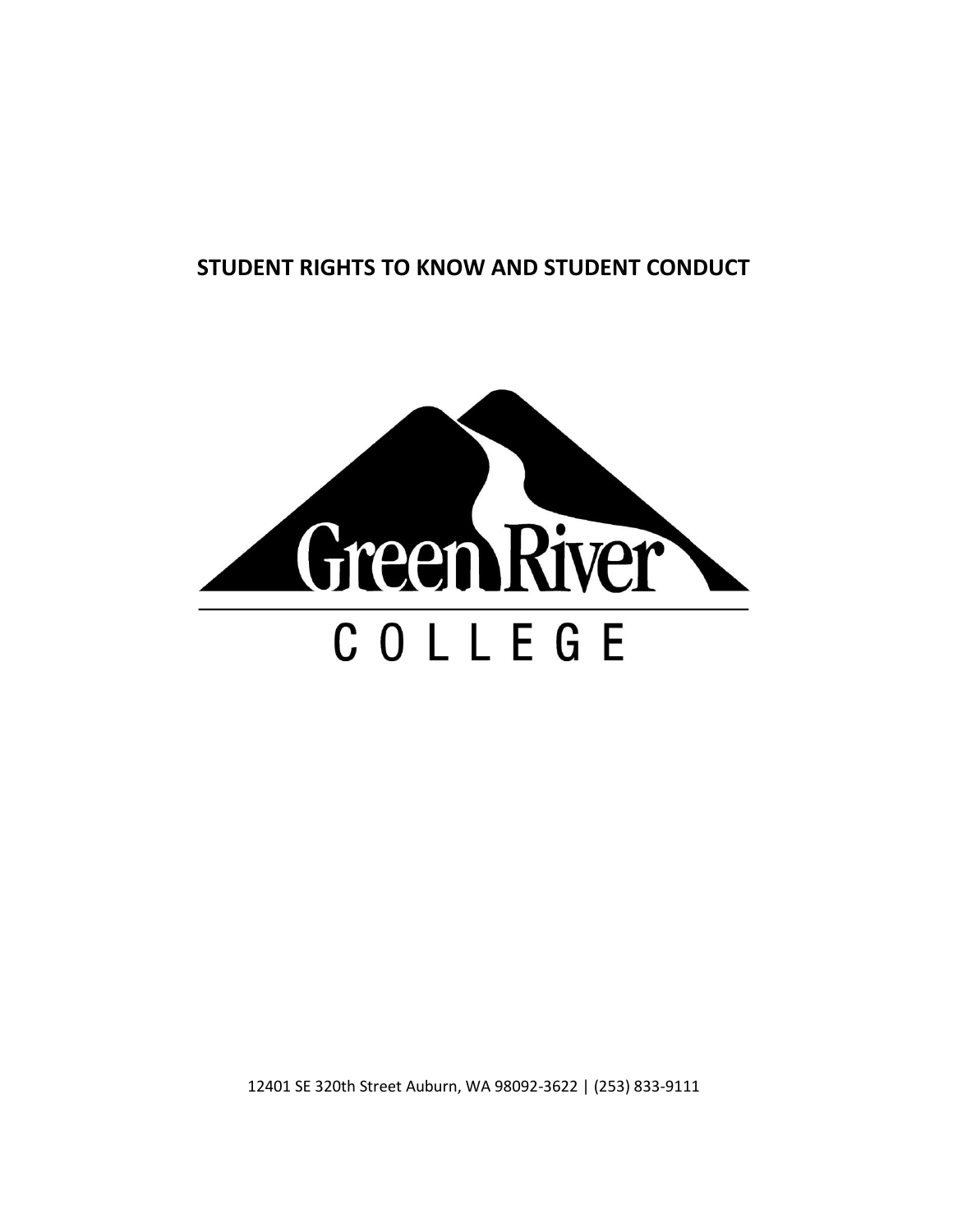# STUDENT RIGHTS TO KNOW AND STUDENT CONDUCT

Green River

COLLEGE

12401 SE 320th Street Auburn, WA 98092-3622 | (253) 833-9111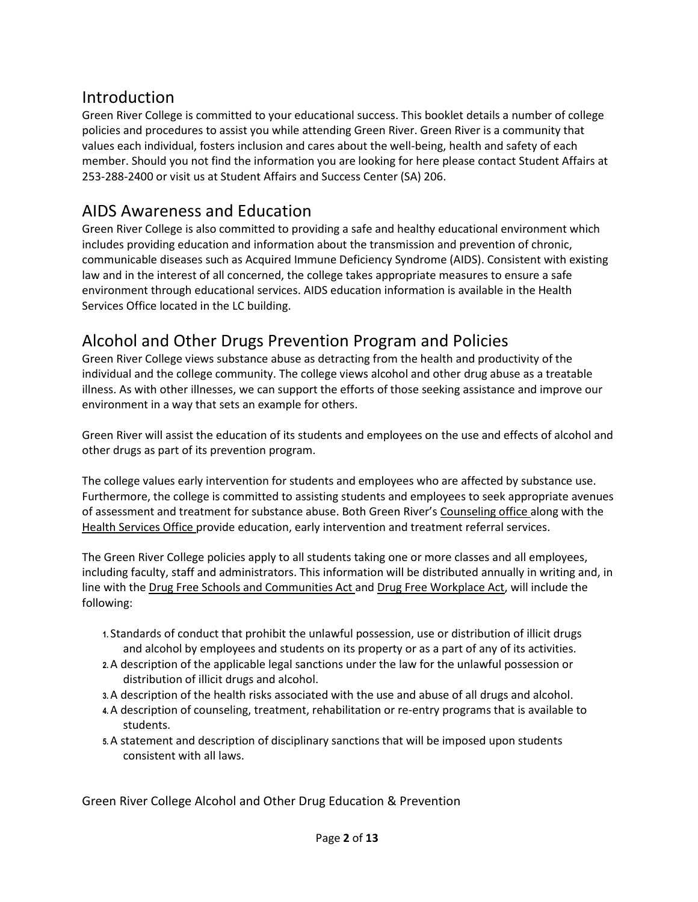## Introduction

Green River College is committed to your educational success. This booklet details a number of college policies and procedures to assist you while attending Green River. Green River is a community that values each individual, fosters inclusion and cares about the well-being, health and safety of each member. Should you not find the information you are looking for here please contact Student Affairs at 253-288-2400 or visit us at Student Affairs and Success Center (SA) 206.

## AIDS Awareness and Education

Green River College is also committed to providing a safe and healthy educational environment which includes providing education and information about the transmission and prevention of chronic, communicable diseases such as Acquired Immune Deficiency Syndrome (AIDS). Consistent with existing law and in the interest of all concerned, the college takes appropriate measures to ensure a safe environment through educational services. AIDS education information is available in the Health Services Office located in the LC building.

## Alcohol and Other Drugs Prevention Program and Policies

Green River College views substance abuse as detracting from the health and productivity of the individual and the college community. The college views alcohol and other drug abuse as a treatable illness. As with other illnesses, we can support the efforts of those seeking assistance and improve our environment in a way that sets an example for others.

Green River will assist the education of its students and employees on the use and effects of alcohol and other drugs as part of its prevention program.

The college values early intervention for students and employees who are affected by substance use. Furthermore, the college is committed to assisting students and employees to seek appropriate avenues of assessment and treatment for substance abuse. Both Green River's Counseling office along with the Health Services Office provide education, early intervention and treatment referral services.

The Green River College policies apply to all students taking one or more classes and all employees, including faculty, staff and administrators. This information will be distributed annually in writing and, in line with the Drug Free Schools and Communities Act and Drug Free Workplace Act, will include the following:

1. Standards of conduct that prohibit the unlawful possession, use or distribution of illicit drugs and alcohol by employees and students on its property or as a part of any of its activities.
2. A description of the applicable legal sanctions under the law for the unlawful possession or distribution of illicit drugs and alcohol.
3. A description of the health risks associated with the use and abuse of all drugs and alcohol.
4. A description of counseling, treatment, rehabilitation or re-entry programs that is available to students.
5. A statement and description of disciplinary sanctions that will be imposed upon students consistent with all laws.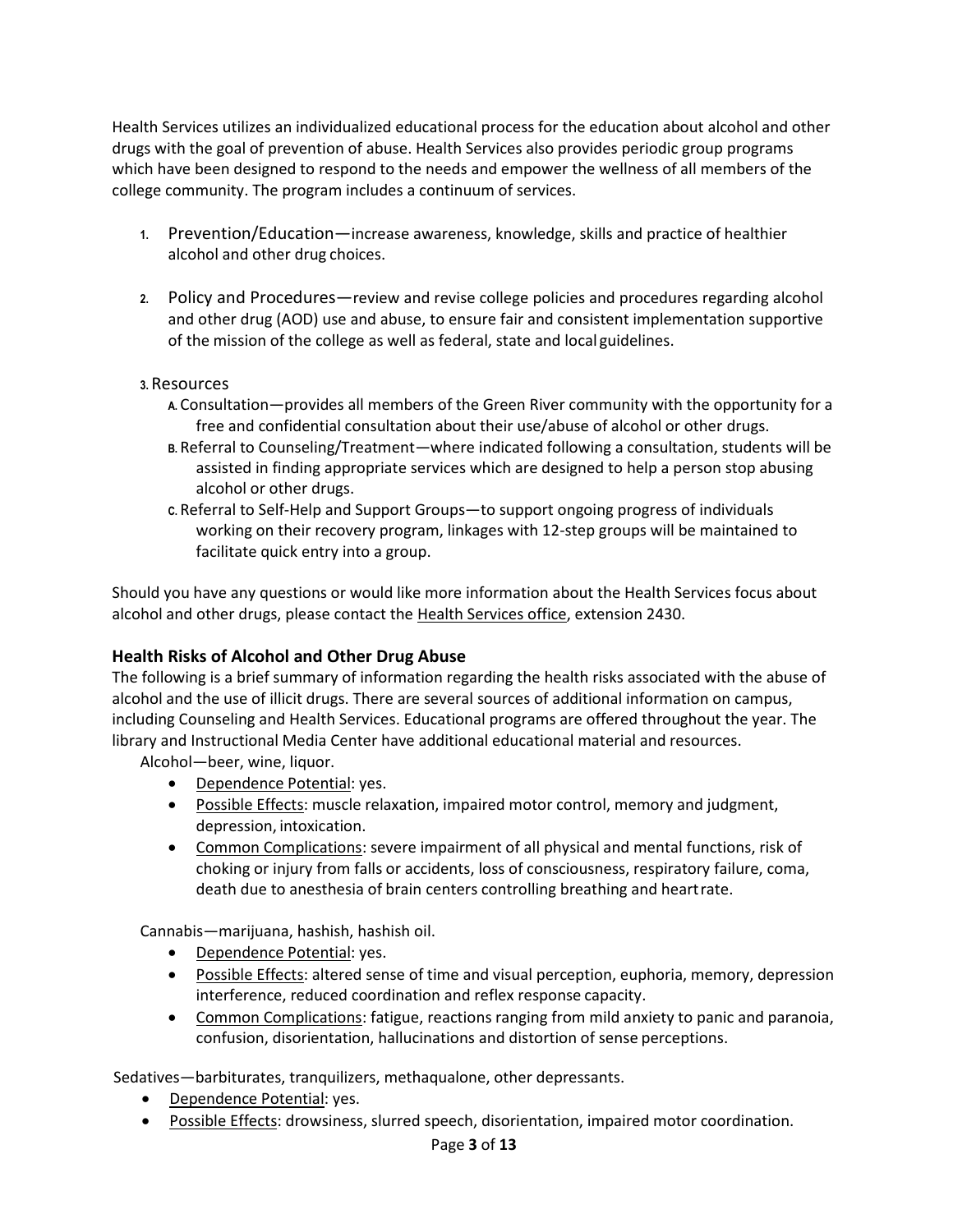Health Services utilizes an individualized educational process for the education about alcohol and other drugs with the goal of prevention of abuse. Health Services also provides periodic group programs which have been designed to respond to the needs and empower the wellness of all members of the college community. The program includes a continuum of services.

1. Prevention/Education—increase awareness, knowledge, skills and practice of healthier alcohol and other drug choices.

2. Policy and Procedures—review and revise college policies and procedures regarding alcohol and other drug (AOD) use and abuse, to ensure fair and consistent implementation supportive of the mission of the college as well as federal, state and local guidelines.

3. Resources
   - A. Consultation—provides all members of the Green River community with the opportunity for a free and confidential consultation about their use/abuse of alcohol or other drugs.
   - B. Referral to Counseling/Treatment—where indicated following a consultation, students will be assisted in finding appropriate services which are designed to help a person stop abusing alcohol or other drugs.
   - C. Referral to Self-Help and Support Groups—to support ongoing progress of individuals working on their recovery program, linkages with 12-step groups will be maintained to facilitate quick entry into a group.

Should you have any questions or would like more information about the Health Services focus about alcohol and other drugs, please contact the Health Services office, extension 2430.

### Health Risks of Alcohol and Other Drug Abuse

The following is a brief summary of information regarding the health risks associated with the abuse of alcohol and the use of illicit drugs. There are several sources of additional information on campus, including Counseling and Health Services. Educational programs are offered throughout the year. The library and Instructional Media Center have additional educational material and resources.

Alcohol—beer, wine, liquor.

- Dependence Potential: yes.
- Possible Effects: muscle relaxation, impaired motor control, memory and judgment, depression, intoxication.
- Common Complications: severe impairment of all physical and mental functions, risk of choking or injury from falls or accidents, loss of consciousness, respiratory failure, coma, death due to anesthesia of brain centers controlling breathing and heart rate.

Cannabis—marijuana, hashish, hashish oil.

- Dependence Potential: yes.
- Possible Effects: altered sense of time and visual perception, euphoria, memory, depression interference, reduced coordination and reflex response capacity.
- Common Complications: fatigue, reactions ranging from mild anxiety to panic and paranoia, confusion, disorientation, hallucinations and distortion of sense perceptions.

Sedatives—barbiturates, tranquilizers, methaqualone, other depressants.

- Dependence Potential: yes.
- Possible Effects: drowsiness, slurred speech, disorientation, impaired motor coordination.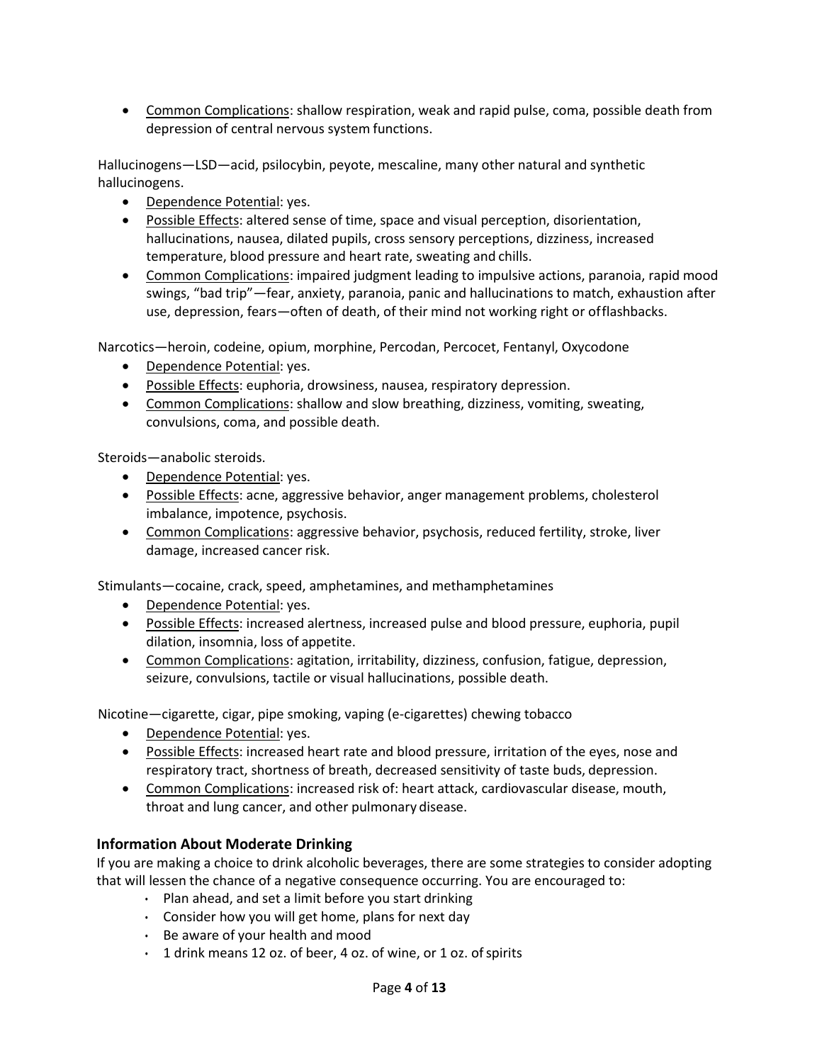- Common Complications: shallow respiration, weak and rapid pulse, coma, possible death from depression of central nervous system functions.

Hallucinogens—LSD—acid, psilocybin, peyote, mescaline, many other natural and synthetic hallucinogens.

- Dependence Potential: yes.
- Possible Effects: altered sense of time, space and visual perception, disorientation, hallucinations, nausea, dilated pupils, cross sensory perceptions, dizziness, increased temperature, blood pressure and heart rate, sweating and chills.
- Common Complications: impaired judgment leading to impulsive actions, paranoia, rapid mood swings, "bad trip"—fear, anxiety, paranoia, panic and hallucinations to match, exhaustion after use, depression, fears—often of death, of their mind not working right or of flashbacks.

Narcotics—heroin, codeine, opium, morphine, Percodan, Percocet, Fentanyl, Oxycodone

- Dependence Potential: yes.
- Possible Effects: euphoria, drowsiness, nausea, respiratory depression.
- Common Complications: shallow and slow breathing, dizziness, vomiting, sweating, convulsions, coma, and possible death.

Steroids—anabolic steroids.

- Dependence Potential: yes.
- Possible Effects: acne, aggressive behavior, anger management problems, cholesterol imbalance, impotence, psychosis.
- Common Complications: aggressive behavior, psychosis, reduced fertility, stroke, liver damage, increased cancer risk.

Stimulants—cocaine, crack, speed, amphetamines, and methamphetamines

- Dependence Potential: yes.
- Possible Effects: increased alertness, increased pulse and blood pressure, euphoria, pupil dilation, insomnia, loss of appetite.
- Common Complications: agitation, irritability, dizziness, confusion, fatigue, depression, seizure, convulsions, tactile or visual hallucinations, possible death.

Nicotine—cigarette, cigar, pipe smoking, vaping (e-cigarettes) chewing tobacco

- Dependence Potential: yes.
- Possible Effects: increased heart rate and blood pressure, irritation of the eyes, nose and respiratory tract, shortness of breath, decreased sensitivity of taste buds, depression.
- Common Complications: increased risk of: heart attack, cardiovascular disease, mouth, throat and lung cancer, and other pulmonary disease.

### Information About Moderate Drinking

If you are making a choice to drink alcoholic beverages, there are some strategies to consider adopting that will lessen the chance of a negative consequence occurring. You are encouraged to:

- Plan ahead, and set a limit before you start drinking
- Consider how you will get home, plans for next day
- Be aware of your health and mood
- 1 drink means 12 oz. of beer, 4 oz. of wine, or 1 oz. of spirits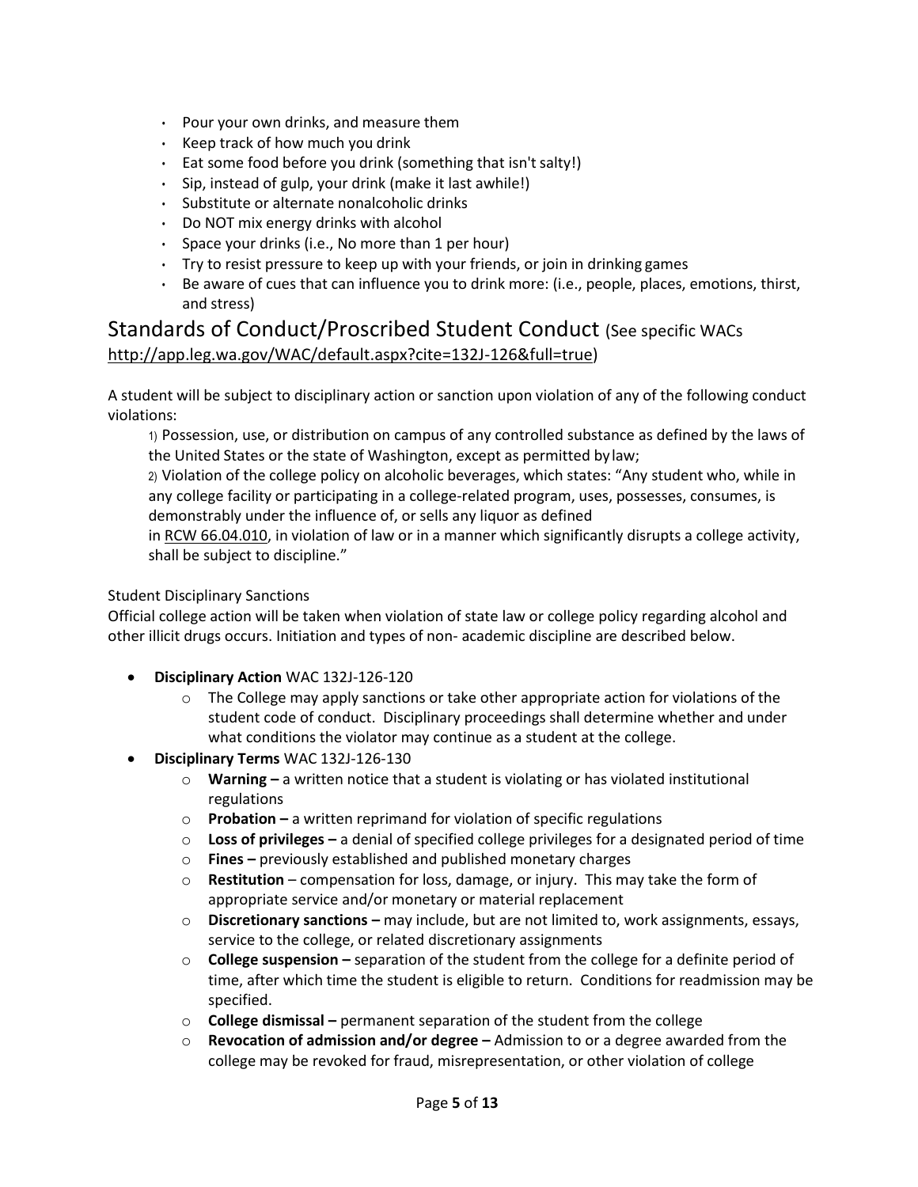- Pour your own drinks, and measure them
- Keep track of how much you drink
- Eat some food before you drink (something that isn't salty!)
- Sip, instead of gulp, your drink (make it last awhile!)
- Substitute or alternate nonalcoholic drinks
- Do NOT mix energy drinks with alcohol
- Space your drinks (i.e., No more than 1 per hour)
- Try to resist pressure to keep up with your friends, or join in drinking games
- Be aware of cues that can influence you to drink more: (i.e., people, places, emotions, thirst, and stress)

## Standards of Conduct/Proscribed Student Conduct (See specific WACs http://app.leg.wa.gov/WAC/default.aspx?cite=132J-126&full=true)

A student will be subject to disciplinary action or sanction upon violation of any of the following conduct violations:

1) Possession, use, or distribution on campus of any controlled substance as defined by the laws of the United States or the state of Washington, except as permitted by law;

2) Violation of the college policy on alcoholic beverages, which states: "Any student who, while in any college facility or participating in a college-related program, uses, possesses, consumes, is demonstrably under the influence of, or sells any liquor as defined in RCW 66.04.010, in violation of law or in a manner which significantly disrupts a college activity, shall be subject to discipline."

Student Disciplinary Sanctions

Official college action will be taken when violation of state law or college policy regarding alcohol and other illicit drugs occurs. Initiation and types of non- academic discipline are described below.

- **Disciplinary Action** WAC 132J-126-120
  - The College may apply sanctions or take other appropriate action for violations of the student code of conduct. Disciplinary proceedings shall determine whether and under what conditions the violator may continue as a student at the college.
- **Disciplinary Terms** WAC 132J-126-130
  - **Warning –** a written notice that a student is violating or has violated institutional regulations
  - **Probation –** a written reprimand for violation of specific regulations
  - **Loss of privileges –** a denial of specified college privileges for a designated period of time
  - **Fines –** previously established and published monetary charges
  - **Restitution** – compensation for loss, damage, or injury. This may take the form of appropriate service and/or monetary or material replacement
  - **Discretionary sanctions –** may include, but are not limited to, work assignments, essays, service to the college, or related discretionary assignments
  - **College suspension –** separation of the student from the college for a definite period of time, after which time the student is eligible to return. Conditions for readmission may be specified.
  - **College dismissal –** permanent separation of the student from the college
  - **Revocation of admission and/or degree –** Admission to or a degree awarded from the college may be revoked for fraud, misrepresentation, or other violation of college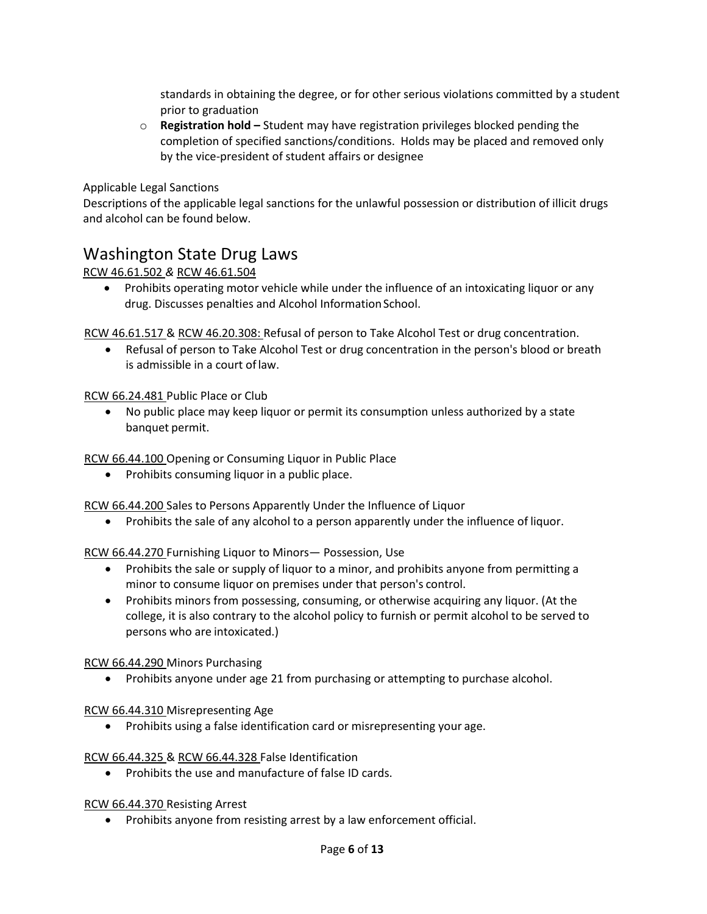standards in obtaining the degree, or for other serious violations committed by a student prior to graduation

- **Registration hold –** Student may have registration privileges blocked pending the completion of specified sanctions/conditions. Holds may be placed and removed only by the vice-president of student affairs or designee

Applicable Legal Sanctions

Descriptions of the applicable legal sanctions for the unlawful possession or distribution of illicit drugs and alcohol can be found below.

## Washington State Drug Laws

RCW 46.61.502 & RCW 46.61.504

- Prohibits operating motor vehicle while under the influence of an intoxicating liquor or any drug. Discusses penalties and Alcohol Information School.

RCW 46.61.517 & RCW 46.20.308: Refusal of person to Take Alcohol Test or drug concentration.

- Refusal of person to Take Alcohol Test or drug concentration in the person's blood or breath is admissible in a court of law.

RCW 66.24.481 Public Place or Club

- No public place may keep liquor or permit its consumption unless authorized by a state banquet permit.

RCW 66.44.100 Opening or Consuming Liquor in Public Place

- Prohibits consuming liquor in a public place.

RCW 66.44.200 Sales to Persons Apparently Under the Influence of Liquor

- Prohibits the sale of any alcohol to a person apparently under the influence of liquor.

RCW 66.44.270 Furnishing Liquor to Minors— Possession, Use

- Prohibits the sale or supply of liquor to a minor, and prohibits anyone from permitting a minor to consume liquor on premises under that person's control.
- Prohibits minors from possessing, consuming, or otherwise acquiring any liquor. (At the college, it is also contrary to the alcohol policy to furnish or permit alcohol to be served to persons who are intoxicated.)

RCW 66.44.290 Minors Purchasing

- Prohibits anyone under age 21 from purchasing or attempting to purchase alcohol.

RCW 66.44.310 Misrepresenting Age

- Prohibits using a false identification card or misrepresenting your age.

RCW 66.44.325 & RCW 66.44.328 False Identification

- Prohibits the use and manufacture of false ID cards.

RCW 66.44.370 Resisting Arrest

- Prohibits anyone from resisting arrest by a law enforcement official.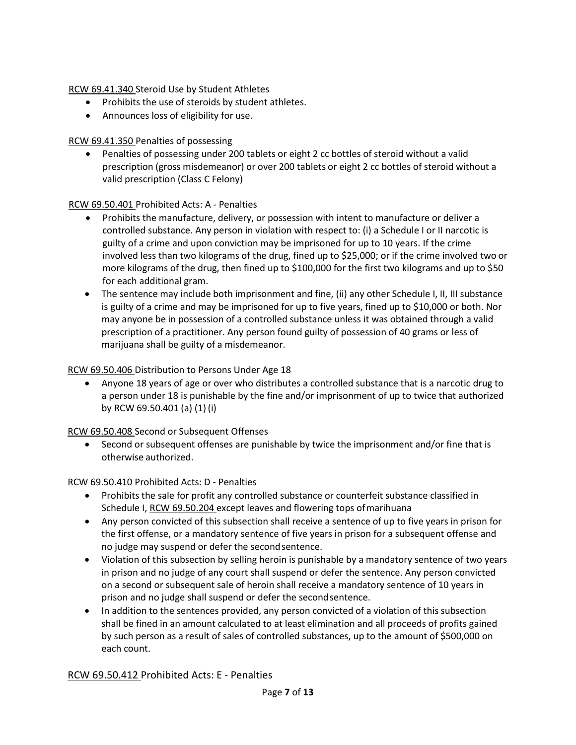RCW 69.41.340 Steroid Use by Student Athletes

- Prohibits the use of steroids by student athletes.
- Announces loss of eligibility for use.

RCW 69.41.350 Penalties of possessing

- Penalties of possessing under 200 tablets or eight 2 cc bottles of steroid without a valid prescription (gross misdemeanor) or over 200 tablets or eight 2 cc bottles of steroid without a valid prescription (Class C Felony)

RCW 69.50.401 Prohibited Acts: A - Penalties

- Prohibits the manufacture, delivery, or possession with intent to manufacture or deliver a controlled substance. Any person in violation with respect to: (i) a Schedule I or II narcotic is guilty of a crime and upon conviction may be imprisoned for up to 10 years. If the crime involved less than two kilograms of the drug, fined up to $25,000; or if the crime involved two or more kilograms of the drug, then fined up to $100,000 for the first two kilograms and up to $50 for each additional gram.
- The sentence may include both imprisonment and fine, (ii) any other Schedule I, II, III substance is guilty of a crime and may be imprisoned for up to five years, fined up to $10,000 or both. Nor may anyone be in possession of a controlled substance unless it was obtained through a valid prescription of a practitioner. Any person found guilty of possession of 40 grams or less of marijuana shall be guilty of a misdemeanor.

RCW 69.50.406 Distribution to Persons Under Age 18

- Anyone 18 years of age or over who distributes a controlled substance that is a narcotic drug to a person under 18 is punishable by the fine and/or imprisonment of up to twice that authorized by RCW 69.50.401 (a) (1) (i)

RCW 69.50.408 Second or Subsequent Offenses

- Second or subsequent offenses are punishable by twice the imprisonment and/or fine that is otherwise authorized.

RCW 69.50.410 Prohibited Acts: D - Penalties

- Prohibits the sale for profit any controlled substance or counterfeit substance classified in Schedule I, RCW 69.50.204 except leaves and flowering tops of marihuana
- Any person convicted of this subsection shall receive a sentence of up to five years in prison for the first offense, or a mandatory sentence of five years in prison for a subsequent offense and no judge may suspend or defer the second sentence.
- Violation of this subsection by selling heroin is punishable by a mandatory sentence of two years in prison and no judge of any court shall suspend or defer the sentence. Any person convicted on a second or subsequent sale of heroin shall receive a mandatory sentence of 10 years in prison and no judge shall suspend or defer the second sentence.
- In addition to the sentences provided, any person convicted of a violation of this subsection shall be fined in an amount calculated to at least elimination and all proceeds of profits gained by such person as a result of sales of controlled substances, up to the amount of $500,000 on each count.

RCW 69.50.412 Prohibited Acts: E - Penalties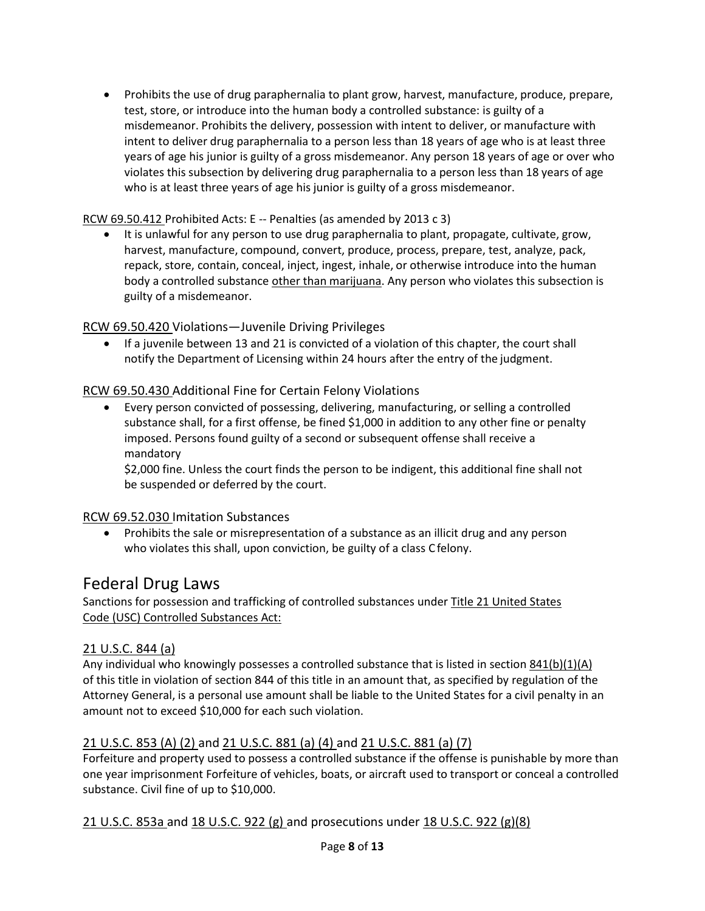- Prohibits the use of drug paraphernalia to plant grow, harvest, manufacture, produce, prepare, test, store, or introduce into the human body a controlled substance: is guilty of a misdemeanor. Prohibits the delivery, possession with intent to deliver, or manufacture with intent to deliver drug paraphernalia to a person less than 18 years of age who is at least three years of age his junior is guilty of a gross misdemeanor. Any person 18 years of age or over who violates this subsection by delivering drug paraphernalia to a person less than 18 years of age who is at least three years of age his junior is guilty of a gross misdemeanor.

RCW 69.50.412 Prohibited Acts: E -- Penalties (as amended by 2013 c 3)

- It is unlawful for any person to use drug paraphernalia to plant, propagate, cultivate, grow, harvest, manufacture, compound, convert, produce, process, prepare, test, analyze, pack, repack, store, contain, conceal, inject, ingest, inhale, or otherwise introduce into the human body a controlled substance other than marijuana. Any person who violates this subsection is guilty of a misdemeanor.

RCW 69.50.420 Violations—Juvenile Driving Privileges

- If a juvenile between 13 and 21 is convicted of a violation of this chapter, the court shall notify the Department of Licensing within 24 hours after the entry of the judgment.

RCW 69.50.430 Additional Fine for Certain Felony Violations

- Every person convicted of possessing, delivering, manufacturing, or selling a controlled substance shall, for a first offense, be fined $1,000 in addition to any other fine or penalty imposed. Persons found guilty of a second or subsequent offense shall receive a mandatory
  $2,000 fine. Unless the court finds the person to be indigent, this additional fine shall not be suspended or deferred by the court.

RCW 69.52.030 Imitation Substances

- Prohibits the sale or misrepresentation of a substance as an illicit drug and any person who violates this shall, upon conviction, be guilty of a class C felony.

## Federal Drug Laws

Sanctions for possession and trafficking of controlled substances under Title 21 United States Code (USC) Controlled Substances Act:

### 21 U.S.C. 844 (a)

Any individual who knowingly possesses a controlled substance that is listed in section 841(b)(1)(A) of this title in violation of section 844 of this title in an amount that, as specified by regulation of the Attorney General, is a personal use amount shall be liable to the United States for a civil penalty in an amount not to exceed $10,000 for each such violation.

### 21 U.S.C. 853 (A) (2) and 21 U.S.C. 881 (a) (4) and 21 U.S.C. 881 (a) (7)

Forfeiture and property used to possess a controlled substance if the offense is punishable by more than one year imprisonment Forfeiture of vehicles, boats, or aircraft used to transport or conceal a controlled substance. Civil fine of up to $10,000.

### 21 U.S.C. 853a and 18 U.S.C. 922 (g) and prosecutions under 18 U.S.C. 922 (g)(8)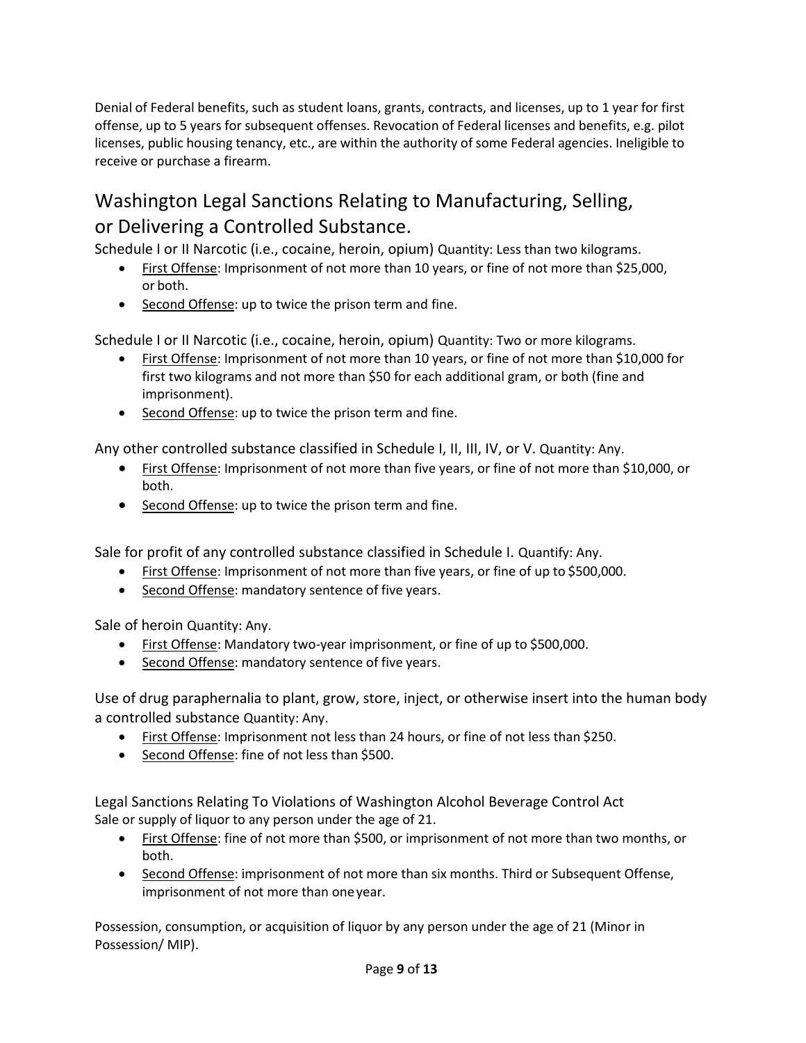Denial of Federal benefits, such as student loans, grants, contracts, and licenses, up to 1 year for first offense, up to 5 years for subsequent offenses. Revocation of Federal licenses and benefits, e.g. pilot licenses, public housing tenancy, etc., are within the authority of some Federal agencies. Ineligible to receive or purchase a firearm.

## Washington Legal Sanctions Relating to Manufacturing, Selling, or Delivering a Controlled Substance.

Schedule I or II Narcotic (i.e., cocaine, heroin, opium) Quantity: Less than two kilograms.

- First Offense: Imprisonment of not more than 10 years, or fine of not more than $25,000, or both.
- Second Offense: up to twice the prison term and fine.

Schedule I or II Narcotic (i.e., cocaine, heroin, opium) Quantity: Two or more kilograms.

- First Offense: Imprisonment of not more than 10 years, or fine of not more than $10,000 for first two kilograms and not more than $50 for each additional gram, or both (fine and imprisonment).
- Second Offense: up to twice the prison term and fine.

Any other controlled substance classified in Schedule I, II, III, IV, or V. Quantity: Any.

- First Offense: Imprisonment of not more than five years, or fine of not more than $10,000, or both.
- Second Offense: up to twice the prison term and fine.

Sale for profit of any controlled substance classified in Schedule I. Quantify: Any.

- First Offense: Imprisonment of not more than five years, or fine of up to $500,000.
- Second Offense: mandatory sentence of five years.

Sale of heroin Quantity: Any.

- First Offense: Mandatory two-year imprisonment, or fine of up to $500,000.
- Second Offense: mandatory sentence of five years.

Use of drug paraphernalia to plant, grow, store, inject, or otherwise insert into the human body a controlled substance Quantity: Any.

- First Offense: Imprisonment not less than 24 hours, or fine of not less than $250.
- Second Offense: fine of not less than $500.

Legal Sanctions Relating To Violations of Washington Alcohol Beverage Control Act

Sale or supply of liquor to any person under the age of 21.

- First Offense: fine of not more than $500, or imprisonment of not more than two months, or both.
- Second Offense: imprisonment of not more than six months. Third or Subsequent Offense, imprisonment of not more than one year.

Possession, consumption, or acquisition of liquor by any person under the age of 21 (Minor in Possession/ MIP).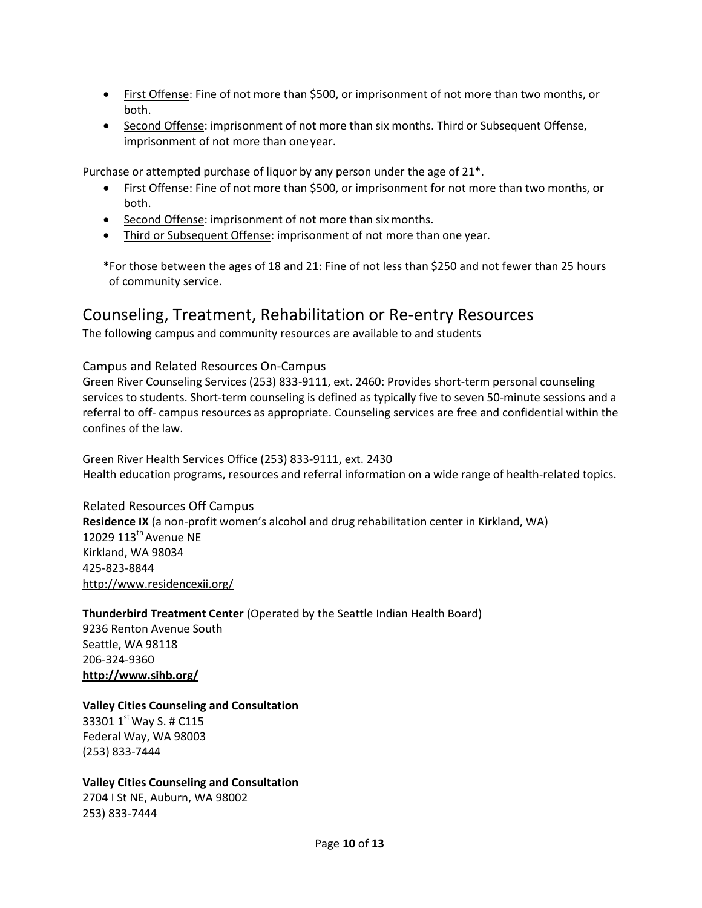- First Offense: Fine of not more than $500, or imprisonment of not more than two months, or both.
- Second Offense: imprisonment of not more than six months. Third or Subsequent Offense, imprisonment of not more than one year.

Purchase or attempted purchase of liquor by any person under the age of 21*.

- First Offense: Fine of not more than $500, or imprisonment for not more than two months, or both.
- Second Offense: imprisonment of not more than six months.
- Third or Subsequent Offense: imprisonment of not more than one year.

*For those between the ages of 18 and 21: Fine of not less than $250 and not fewer than 25 hours of community service.

## Counseling, Treatment, Rehabilitation or Re-entry Resources

The following campus and community resources are available to and students

### Campus and Related Resources On-Campus

Green River Counseling Services (253) 833-9111, ext. 2460: Provides short-term personal counseling services to students. Short-term counseling is defined as typically five to seven 50-minute sessions and a referral to off- campus resources as appropriate. Counseling services are free and confidential within the confines of the law.

Green River Health Services Office (253) 833-9111, ext. 2430
Health education programs, resources and referral information on a wide range of health-related topics.

### Related Resources Off Campus

**Residence IX** (a non-profit women's alcohol and drug rehabilitation center in Kirkland, WA)
12029 113th Avenue NE
Kirkland, WA 98034
425-823-8844
http://www.residencexii.org/

**Thunderbird Treatment Center** (Operated by the Seattle Indian Health Board)
9236 Renton Avenue South
Seattle, WA 98118
206-324-9360
**http://www.sihb.org/**

**Valley Cities Counseling and Consultation**
33301 1st Way S. # C115
Federal Way, WA 98003
(253) 833-7444

**Valley Cities Counseling and Consultation**
2704 I St NE, Auburn, WA 98002
253) 833-7444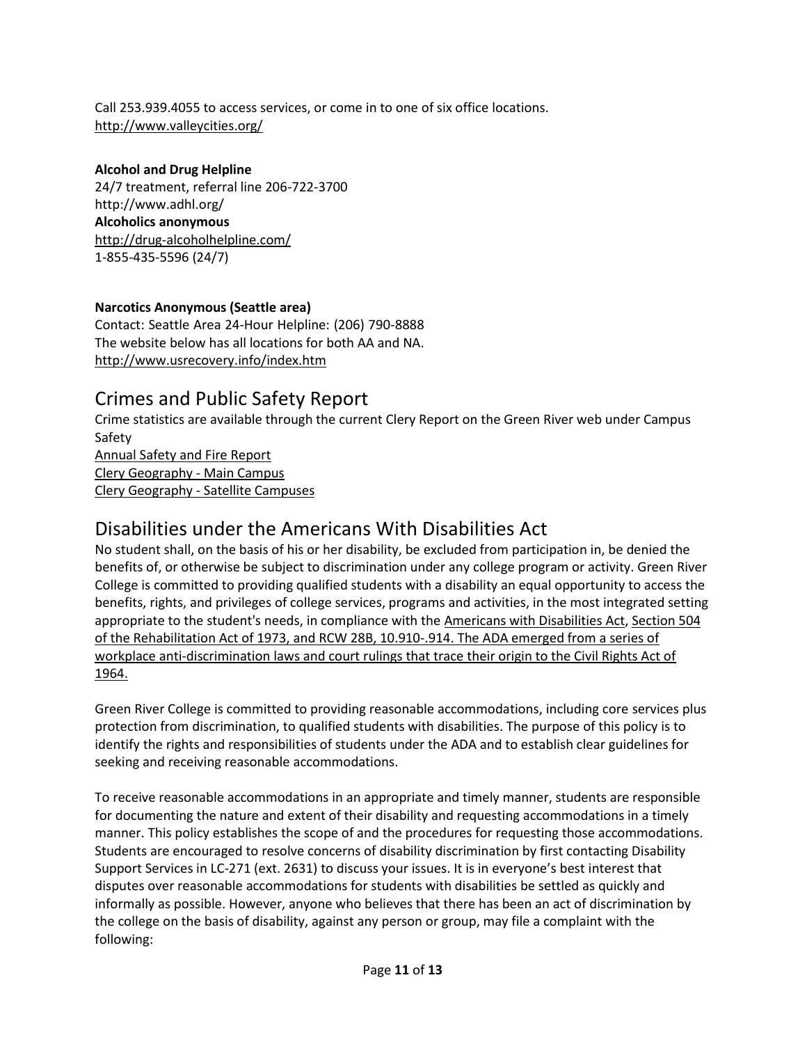Call 253.939.4055 to access services, or come in to one of six office locations.
http://www.valleycities.org/

**Alcohol and Drug Helpline**
24/7 treatment, referral line 206-722-3700
http://www.adhl.org/
**Alcoholics anonymous**
http://drug-alcoholhelpline.com/
1-855-435-5596 (24/7)

**Narcotics Anonymous (Seattle area)**
Contact: Seattle Area 24-Hour Helpline: (206) 790-8888
The website below has all locations for both AA and NA.
http://www.usrecovery.info/index.htm

## Crimes and Public Safety Report

Crime statistics are available through the current Clery Report on the Green River web under Campus Safety
Annual Safety and Fire Report
Clery Geography - Main Campus
Clery Geography - Satellite Campuses

## Disabilities under the Americans With Disabilities Act

No student shall, on the basis of his or her disability, be excluded from participation in, be denied the benefits of, or otherwise be subject to discrimination under any college program or activity. Green River College is committed to providing qualified students with a disability an equal opportunity to access the benefits, rights, and privileges of college services, programs and activities, in the most integrated setting appropriate to the student's needs, in compliance with the Americans with Disabilities Act, Section 504 of the Rehabilitation Act of 1973, and RCW 28B, 10.910-.914. The ADA emerged from a series of workplace anti-discrimination laws and court rulings that trace their origin to the Civil Rights Act of 1964.

Green River College is committed to providing reasonable accommodations, including core services plus protection from discrimination, to qualified students with disabilities. The purpose of this policy is to identify the rights and responsibilities of students under the ADA and to establish clear guidelines for seeking and receiving reasonable accommodations.

To receive reasonable accommodations in an appropriate and timely manner, students are responsible for documenting the nature and extent of their disability and requesting accommodations in a timely manner. This policy establishes the scope of and the procedures for requesting those accommodations. Students are encouraged to resolve concerns of disability discrimination by first contacting Disability Support Services in LC-271 (ext. 2631) to discuss your issues. It is in everyone's best interest that disputes over reasonable accommodations for students with disabilities be settled as quickly and informally as possible. However, anyone who believes that there has been an act of discrimination by the college on the basis of disability, against any person or group, may file a complaint with the following: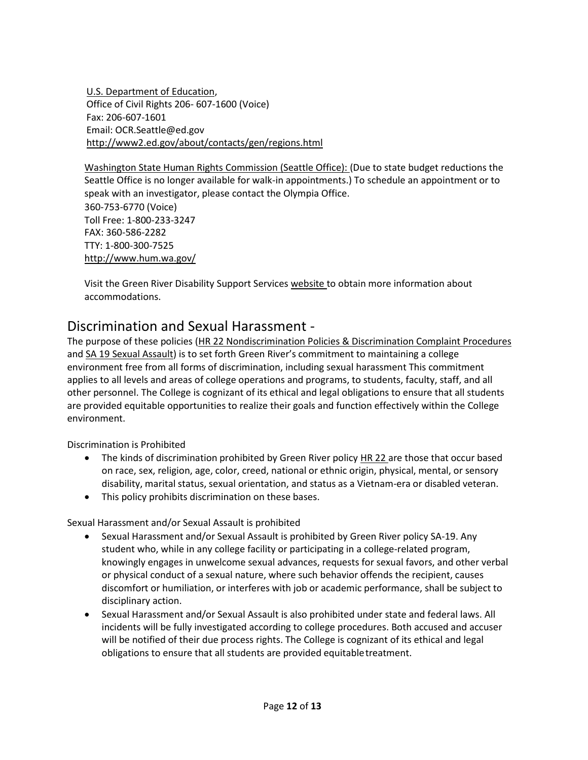U.S. Department of Education,
Office of Civil Rights 206- 607-1600 (Voice)
Fax: 206-607-1601
Email: OCR.Seattle@ed.gov
http://www2.ed.gov/about/contacts/gen/regions.html

Washington State Human Rights Commission (Seattle Office): (Due to state budget reductions the Seattle Office is no longer available for walk-in appointments.) To schedule an appointment or to speak with an investigator, please contact the Olympia Office.
360-753-6770 (Voice)
Toll Free: 1-800-233-3247
FAX: 360-586-2282
TTY: 1-800-300-7525
http://www.hum.wa.gov/

Visit the Green River Disability Support Services website to obtain more information about accommodations.

## Discrimination and Sexual Harassment -

The purpose of these policies (HR 22 Nondiscrimination Policies & Discrimination Complaint Procedures and SA 19 Sexual Assault) is to set forth Green River's commitment to maintaining a college environment free from all forms of discrimination, including sexual harassment This commitment applies to all levels and areas of college operations and programs, to students, faculty, staff, and all other personnel. The College is cognizant of its ethical and legal obligations to ensure that all students are provided equitable opportunities to realize their goals and function effectively within the College environment.

Discrimination is Prohibited

- The kinds of discrimination prohibited by Green River policy HR 22 are those that occur based on race, sex, religion, age, color, creed, national or ethnic origin, physical, mental, or sensory disability, marital status, sexual orientation, and status as a Vietnam-era or disabled veteran.
- This policy prohibits discrimination on these bases.

Sexual Harassment and/or Sexual Assault is prohibited

- Sexual Harassment and/or Sexual Assault is prohibited by Green River policy SA-19. Any student who, while in any college facility or participating in a college-related program, knowingly engages in unwelcome sexual advances, requests for sexual favors, and other verbal or physical conduct of a sexual nature, where such behavior offends the recipient, causes discomfort or humiliation, or interferes with job or academic performance, shall be subject to disciplinary action.
- Sexual Harassment and/or Sexual Assault is also prohibited under state and federal laws. All incidents will be fully investigated according to college procedures. Both accused and accuser will be notified of their due process rights. The College is cognizant of its ethical and legal obligations to ensure that all students are provided equitable treatment.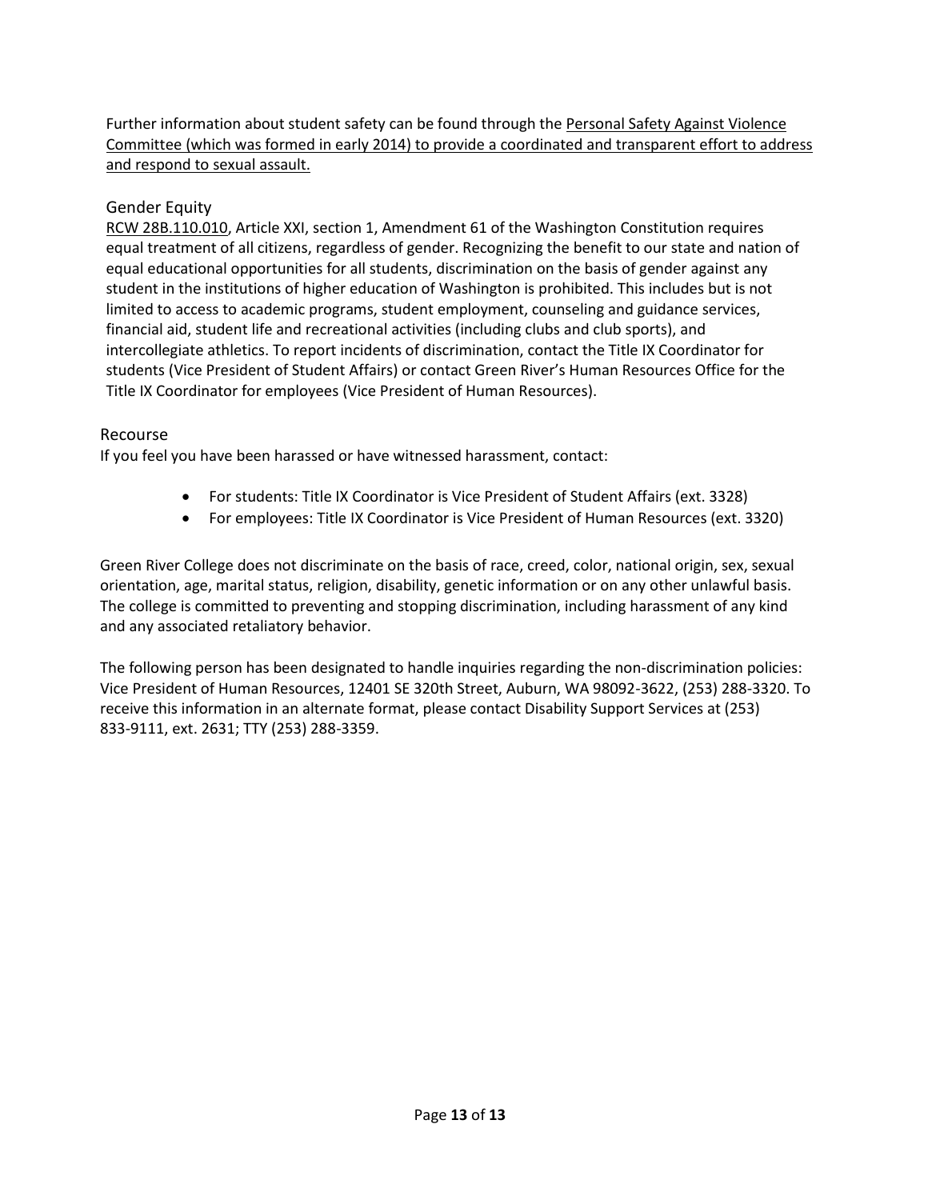Further information about student safety can be found through the Personal Safety Against Violence Committee (which was formed in early 2014) to provide a coordinated and transparent effort to address and respond to sexual assault.

### Gender Equity

RCW 28B.110.010, Article XXI, section 1, Amendment 61 of the Washington Constitution requires equal treatment of all citizens, regardless of gender. Recognizing the benefit to our state and nation of equal educational opportunities for all students, discrimination on the basis of gender against any student in the institutions of higher education of Washington is prohibited. This includes but is not limited to access to academic programs, student employment, counseling and guidance services, financial aid, student life and recreational activities (including clubs and club sports), and intercollegiate athletics. To report incidents of discrimination, contact the Title IX Coordinator for students (Vice President of Student Affairs) or contact Green River's Human Resources Office for the Title IX Coordinator for employees (Vice President of Human Resources).

### Recourse

If you feel you have been harassed or have witnessed harassment, contact:

- For students: Title IX Coordinator is Vice President of Student Affairs (ext. 3328)
- For employees: Title IX Coordinator is Vice President of Human Resources (ext. 3320)

Green River College does not discriminate on the basis of race, creed, color, national origin, sex, sexual orientation, age, marital status, religion, disability, genetic information or on any other unlawful basis. The college is committed to preventing and stopping discrimination, including harassment of any kind and any associated retaliatory behavior.

The following person has been designated to handle inquiries regarding the non-discrimination policies: Vice President of Human Resources, 12401 SE 320th Street, Auburn, WA 98092-3622, (253) 288-3320. To receive this information in an alternate format, please contact Disability Support Services at (253) 833-9111, ext. 2631; TTY (253) 288-3359.